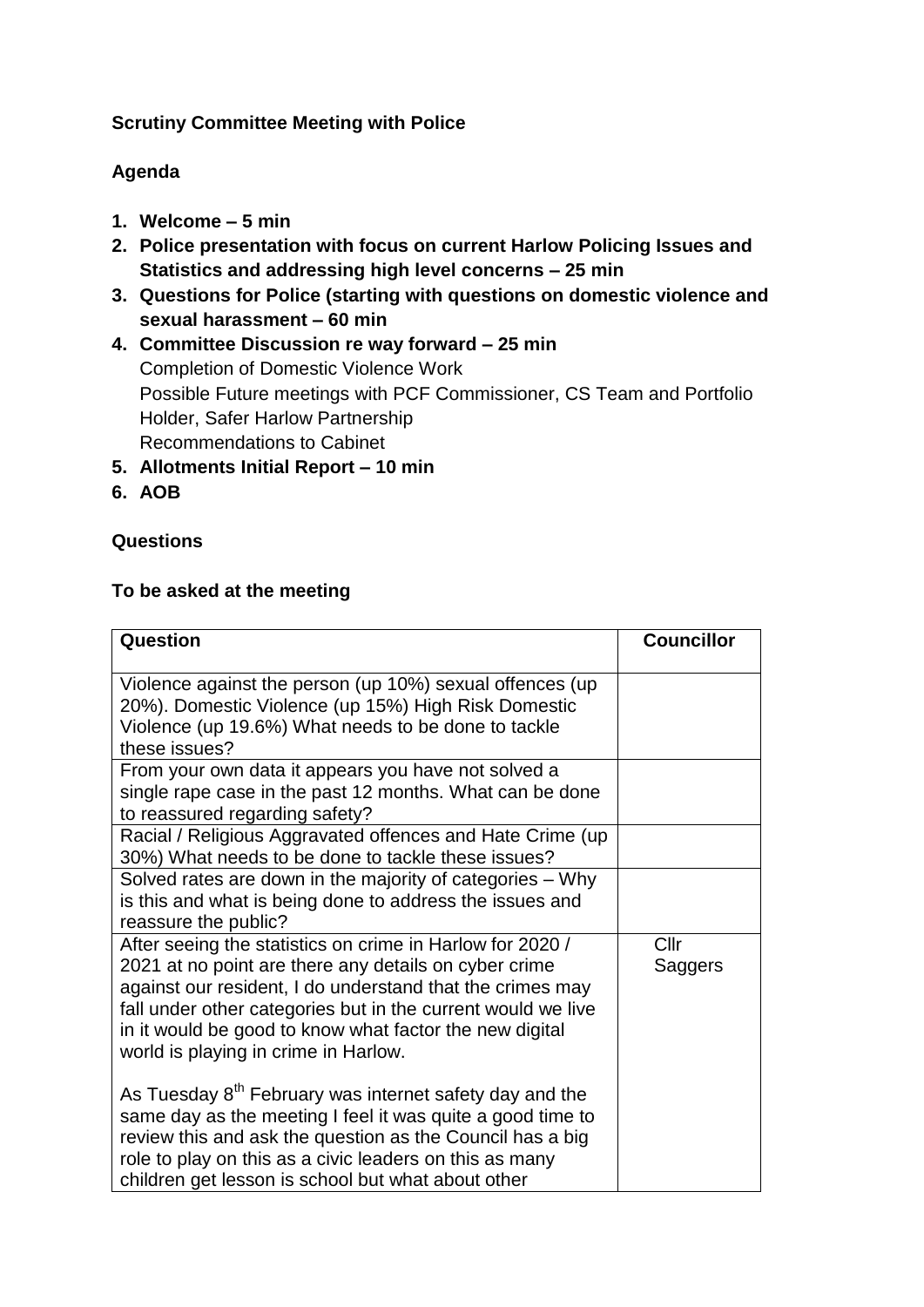**Scrutiny Committee Meeting with Police**

**Agenda**

1. **Welcome – 5 min**
2. **Police presentation with focus on current Harlow Policing Issues and Statistics and addressing high level concerns – 25 min**
3. **Questions for Police (starting with questions on domestic violence and sexual harassment – 60 min**
4. **Committee Discussion re way forward – 25 min**
   Completion of Domestic Violence Work
   Possible Future meetings with PCF Commissioner, CS Team and Portfolio Holder, Safer Harlow Partnership
   Recommendations to Cabinet
5. **Allotments Initial Report – 10 min**
6. **AOB**

**Questions**

**To be asked at the meeting**

| Question | Councillor |
|---|---|
| Violence against the person (up 10%) sexual offences (up 20%). Domestic Violence (up 15%) High Risk Domestic Violence (up 19.6%) What needs to be done to tackle these issues? | |
| From your own data it appears you have not solved a single rape case in the past 12 months. What can be done to reassured regarding safety? | |
| Racial / Religious Aggravated offences and Hate Crime (up 30%) What needs to be done to tackle these issues? | |
| Solved rates are down in the majority of categories – Why is this and what is being done to address the issues and reassure the public? | |
| After seeing the statistics on crime in Harlow for 2020 / 2021 at no point are there any details on cyber crime against our resident, I do understand that the crimes may fall under other categories but in the current would we live in it would be good to know what factor the new digital world is playing in crime in Harlow.<br><br>As Tuesday 8th February was internet safety day and the same day as the meeting I feel it was quite a good time to review this and ask the question as the Council has a big role to play on this as a civic leaders on this as many children get lesson is school but what about other | Cllr Saggers |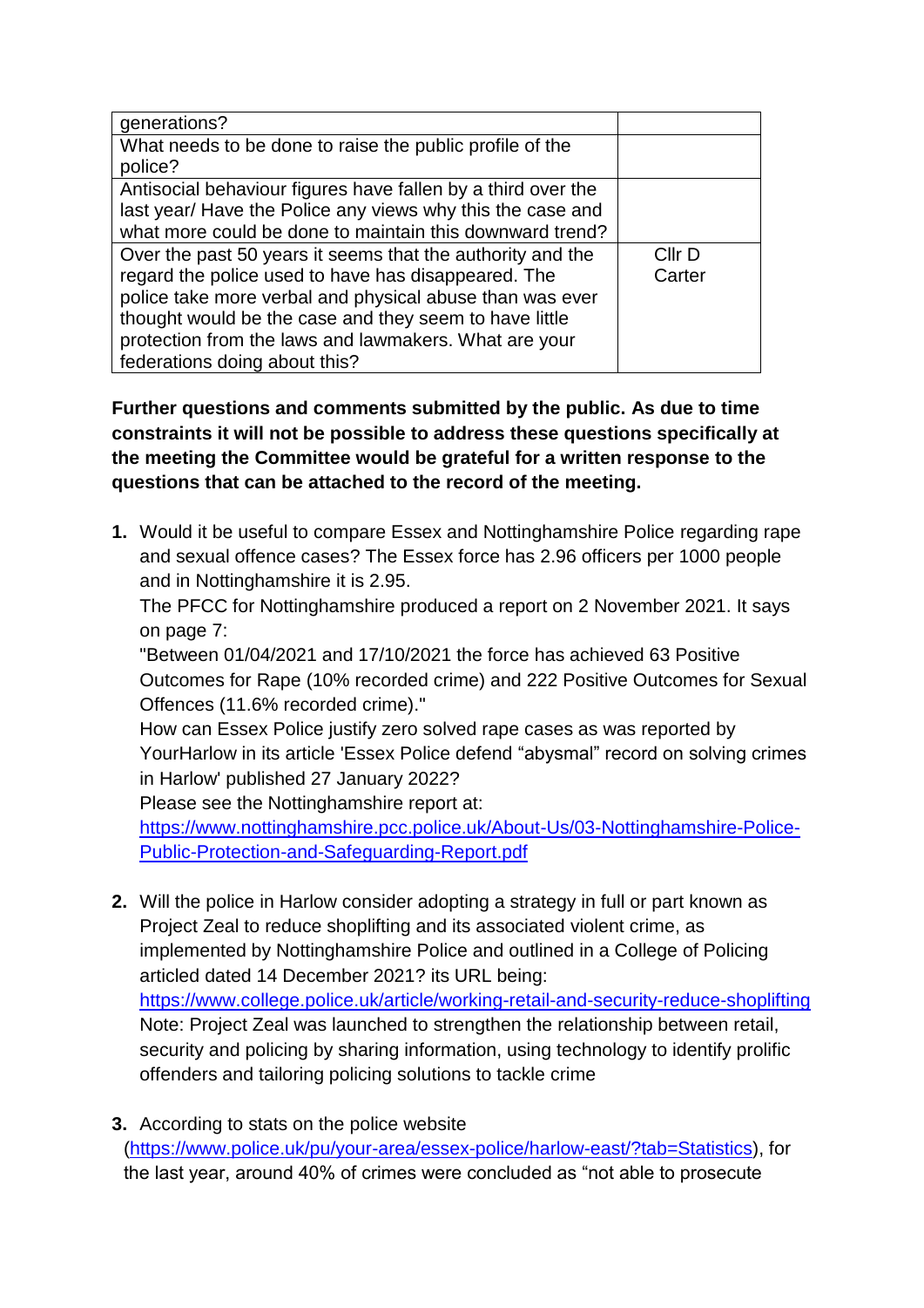| | |
|---|---|
| generations? | |
| What needs to be done to raise the public profile of the police? | |
| Antisocial behaviour figures have fallen by a third over the last year/ Have the Police any views why this the case and what more could be done to maintain this downward trend? | |
| Over the past 50 years it seems that the authority and the regard the police used to have has disappeared. The police take more verbal and physical abuse than was ever thought would be the case and they seem to have little protection from the laws and lawmakers. What are your federations doing about this? | Cllr D Carter |

**Further questions and comments submitted by the public. As due to time constraints it will not be possible to address these questions specifically at the meeting the Committee would be grateful for a written response to the questions that can be attached to the record of the meeting.**

1. Would it be useful to compare Essex and Nottinghamshire Police regarding rape and sexual offence cases? The Essex force has 2.96 officers per 1000 people and in Nottinghamshire it is 2.95.
   The PFCC for Nottinghamshire produced a report on 2 November 2021. It says on page 7:
   "Between 01/04/2021 and 17/10/2021 the force has achieved 63 Positive Outcomes for Rape (10% recorded crime) and 222 Positive Outcomes for Sexual Offences (11.6% recorded crime)."
   How can Essex Police justify zero solved rape cases as was reported by YourHarlow in its article 'Essex Police defend "abysmal" record on solving crimes in Harlow' published 27 January 2022?
   Please see the Nottinghamshire report at:
   https://www.nottinghamshire.pcc.police.uk/About-Us/03-Nottinghamshire-Police-Public-Protection-and-Safeguarding-Report.pdf

2. Will the police in Harlow consider adopting a strategy in full or part known as Project Zeal to reduce shoplifting and its associated violent crime, as implemented by Nottinghamshire Police and outlined in a College of Policing articled dated 14 December 2021? its URL being:
   https://www.college.police.uk/article/working-retail-and-security-reduce-shoplifting
   Note: Project Zeal was launched to strengthen the relationship between retail, security and policing by sharing information, using technology to identify prolific offenders and tailoring policing solutions to tackle crime

3. According to stats on the police website (https://www.police.uk/pu/your-area/essex-police/harlow-east/?tab=Statistics), for the last year, around 40% of crimes were concluded as "not able to prosecute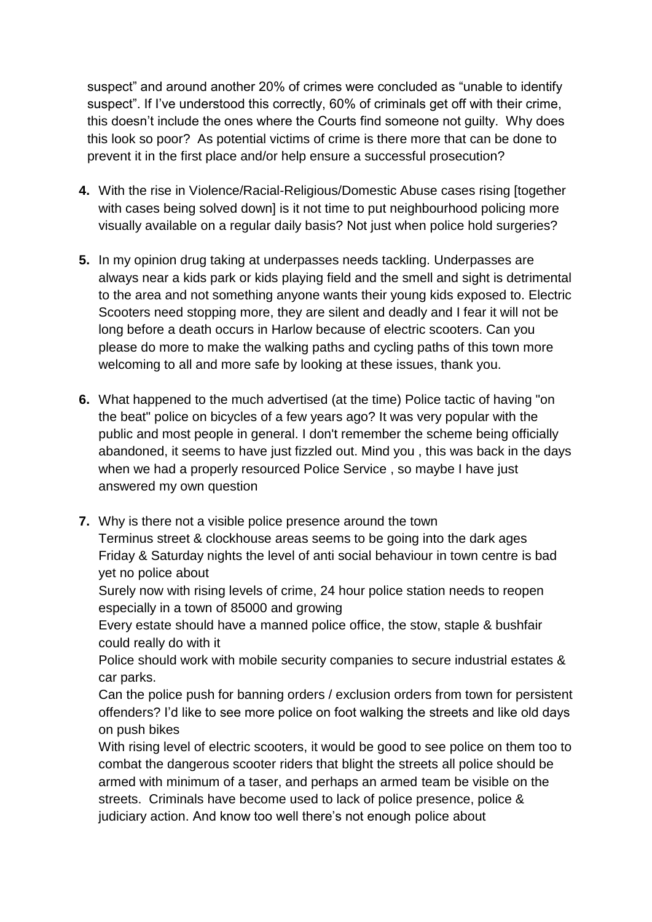suspect" and around another 20% of crimes were concluded as "unable to identify suspect". If I've understood this correctly, 60% of criminals get off with their crime, this doesn't include the ones where the Courts find someone not guilty. Why does this look so poor? As potential victims of crime is there more that can be done to prevent it in the first place and/or help ensure a successful prosecution?

4. With the rise in Violence/Racial-Religious/Domestic Abuse cases rising [together with cases being solved down] is it not time to put neighbourhood policing more visually available on a regular daily basis? Not just when police hold surgeries?

5. In my opinion drug taking at underpasses needs tackling. Underpasses are always near a kids park or kids playing field and the smell and sight is detrimental to the area and not something anyone wants their young kids exposed to. Electric Scooters need stopping more, they are silent and deadly and I fear it will not be long before a death occurs in Harlow because of electric scooters. Can you please do more to make the walking paths and cycling paths of this town more welcoming to all and more safe by looking at these issues, thank you.

6. What happened to the much advertised (at the time) Police tactic of having "on the beat" police on bicycles of a few years ago? It was very popular with the public and most people in general. I don't remember the scheme being officially abandoned, it seems to have just fizzled out. Mind you , this was back in the days when we had a properly resourced Police Service , so maybe I have just answered my own question

7. Why is there not a visible police presence around the town
   Terminus street & clockhouse areas seems to be going into the dark ages
   Friday & Saturday nights the level of anti social behaviour in town centre is bad yet no police about
   Surely now with rising levels of crime, 24 hour police station needs to reopen especially in a town of 85000 and growing
   Every estate should have a manned police office, the stow, staple & bushfair could really do with it
   Police should work with mobile security companies to secure industrial estates & car parks.
   Can the police push for banning orders / exclusion orders from town for persistent offenders? I'd like to see more police on foot walking the streets and like old days on push bikes
   With rising level of electric scooters, it would be good to see police on them too to combat the dangerous scooter riders that blight the streets all police should be armed with minimum of a taser, and perhaps an armed team be visible on the streets. Criminals have become used to lack of police presence, police & judiciary action. And know too well there's not enough police about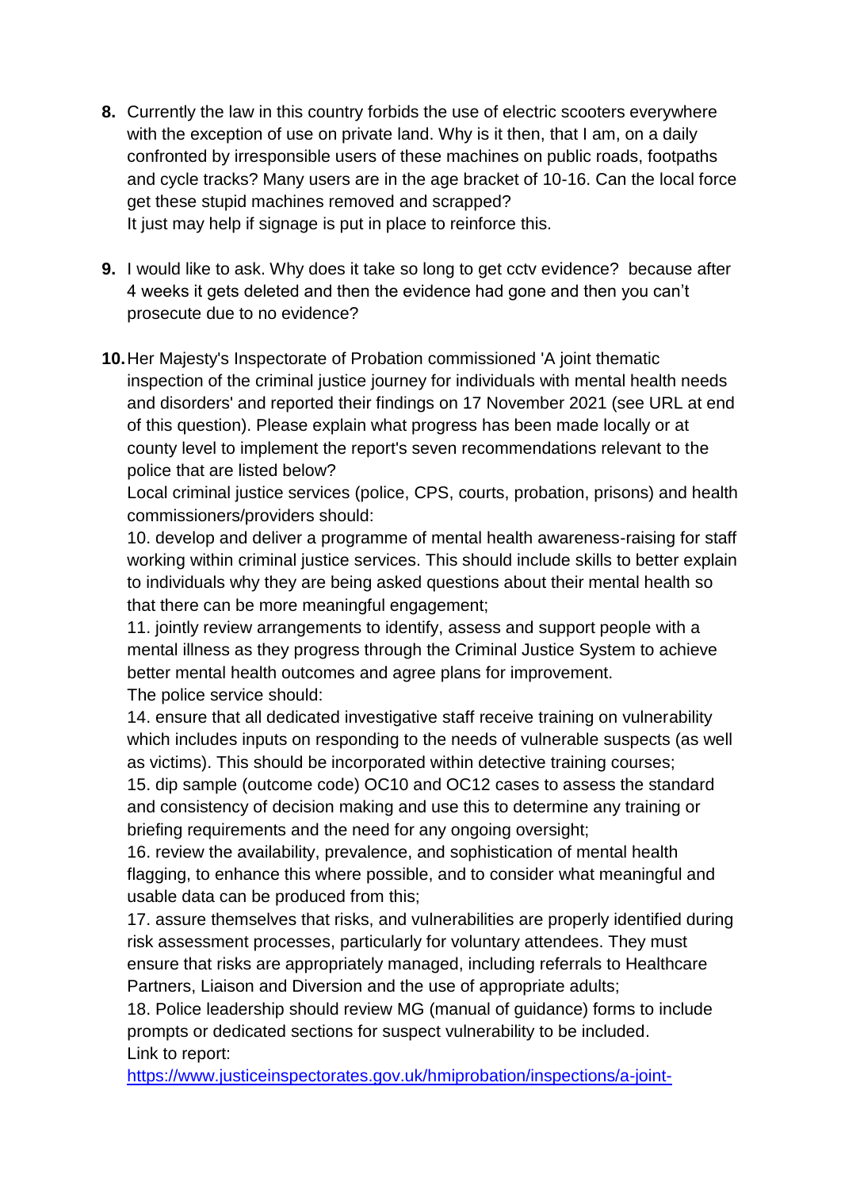8. Currently the law in this country forbids the use of electric scooters everywhere with the exception of use on private land. Why is it then, that I am, on a daily confronted by irresponsible users of these machines on public roads, footpaths and cycle tracks? Many users are in the age bracket of 10-16. Can the local force get these stupid machines removed and scrapped?
   It just may help if signage is put in place to reinforce this.

9. I would like to ask. Why does it take so long to get cctv evidence? because after 4 weeks it gets deleted and then the evidence had gone and then you can't prosecute due to no evidence?

10. Her Majesty's Inspectorate of Probation commissioned 'A joint thematic inspection of the criminal justice journey for individuals with mental health needs and disorders' and reported their findings on 17 November 2021 (see URL at end of this question). Please explain what progress has been made locally or at county level to implement the report's seven recommendations relevant to the police that are listed below?
    Local criminal justice services (police, CPS, courts, probation, prisons) and health commissioners/providers should:
    10. develop and deliver a programme of mental health awareness-raising for staff working within criminal justice services. This should include skills to better explain to individuals why they are being asked questions about their mental health so that there can be more meaningful engagement;
    11. jointly review arrangements to identify, assess and support people with a mental illness as they progress through the Criminal Justice System to achieve better mental health outcomes and agree plans for improvement.
    The police service should:
    14. ensure that all dedicated investigative staff receive training on vulnerability which includes inputs on responding to the needs of vulnerable suspects (as well as victims). This should be incorporated within detective training courses;
    15. dip sample (outcome code) OC10 and OC12 cases to assess the standard and consistency of decision making and use this to determine any training or briefing requirements and the need for any ongoing oversight;
    16. review the availability, prevalence, and sophistication of mental health flagging, to enhance this where possible, and to consider what meaningful and usable data can be produced from this;
    17. assure themselves that risks, and vulnerabilities are properly identified during risk assessment processes, particularly for voluntary attendees. They must ensure that risks are appropriately managed, including referrals to Healthcare Partners, Liaison and Diversion and the use of appropriate adults;
    18. Police leadership should review MG (manual of guidance) forms to include prompts or dedicated sections for suspect vulnerability to be included.
    Link to report:
    https://www.justiceinspectorates.gov.uk/hmiprobation/inspections/a-joint-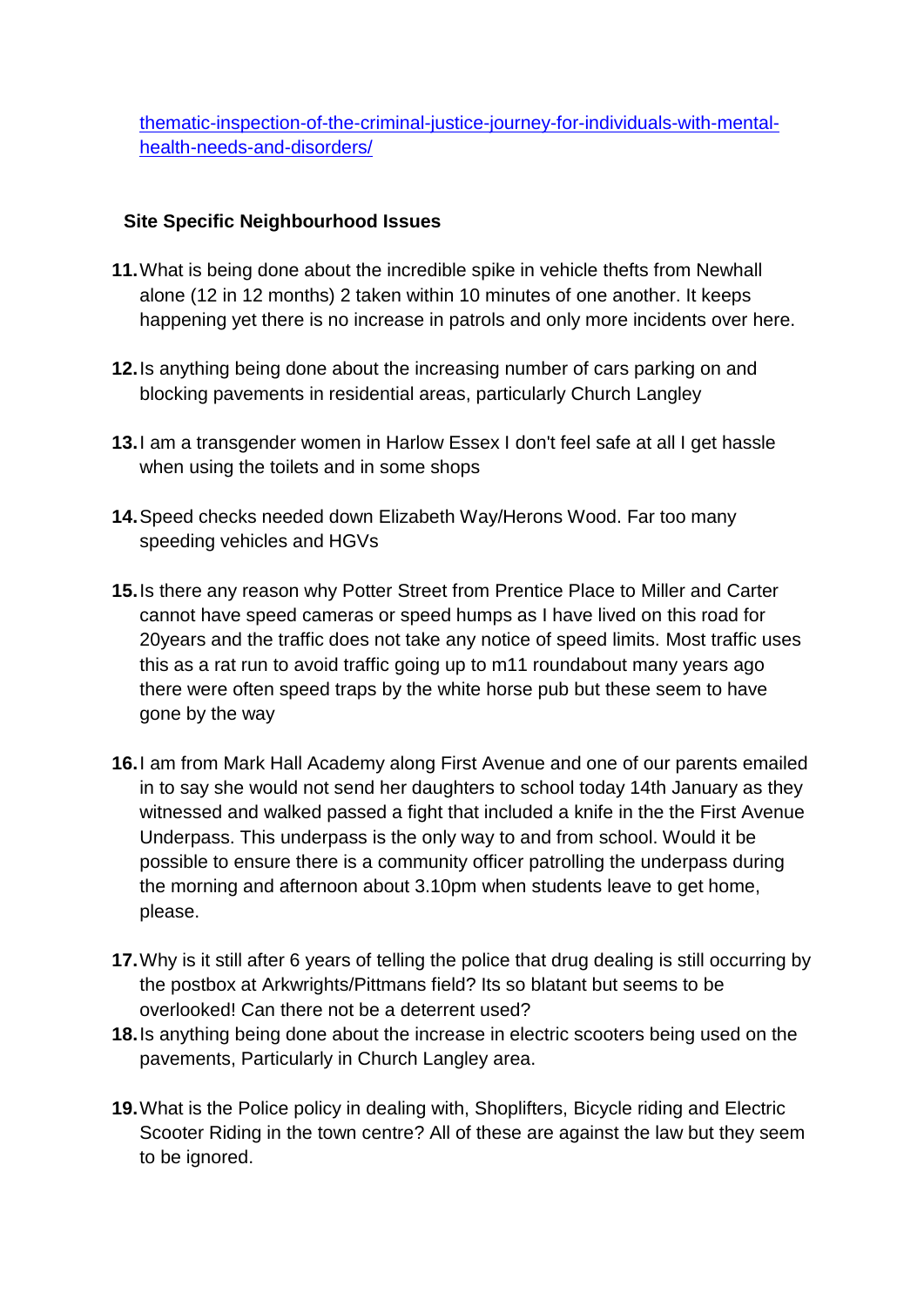[thematic-inspection-of-the-criminal-justice-journey-for-individuals-with-mental-health-needs-and-disorders/](thematic-inspection-of-the-criminal-justice-journey-for-individuals-with-mental-health-needs-and-disorders/)

## Site Specific Neighbourhood Issues

11. What is being done about the incredible spike in vehicle thefts from Newhall alone (12 in 12 months) 2 taken within 10 minutes of one another. It keeps happening yet there is no increase in patrols and only more incidents over here.

12. Is anything being done about the increasing number of cars parking on and blocking pavements in residential areas, particularly Church Langley

13. I am a transgender women in Harlow Essex I don't feel safe at all I get hassle when using the toilets and in some shops

14. Speed checks needed down Elizabeth Way/Herons Wood. Far too many speeding vehicles and HGVs

15. Is there any reason why Potter Street from Prentice Place to Miller and Carter cannot have speed cameras or speed humps as I have lived on this road for 20years and the traffic does not take any notice of speed limits. Most traffic uses this as a rat run to avoid traffic going up to m11 roundabout many years ago there were often speed traps by the white horse pub but these seem to have gone by the way

16. I am from Mark Hall Academy along First Avenue and one of our parents emailed in to say she would not send her daughters to school today 14th January as they witnessed and walked passed a fight that included a knife in the the First Avenue Underpass. This underpass is the only way to and from school. Would it be possible to ensure there is a community officer patrolling the underpass during the morning and afternoon about 3.10pm when students leave to get home, please.

17. Why is it still after 6 years of telling the police that drug dealing is still occurring by the postbox at Arkwrights/Pittmans field? Its so blatant but seems to be overlooked! Can there not be a deterrent used?

18. Is anything being done about the increase in electric scooters being used on the pavements, Particularly in Church Langley area.

19. What is the Police policy in dealing with, Shoplifters, Bicycle riding and Electric Scooter Riding in the town centre? All of these are against the law but they seem to be ignored.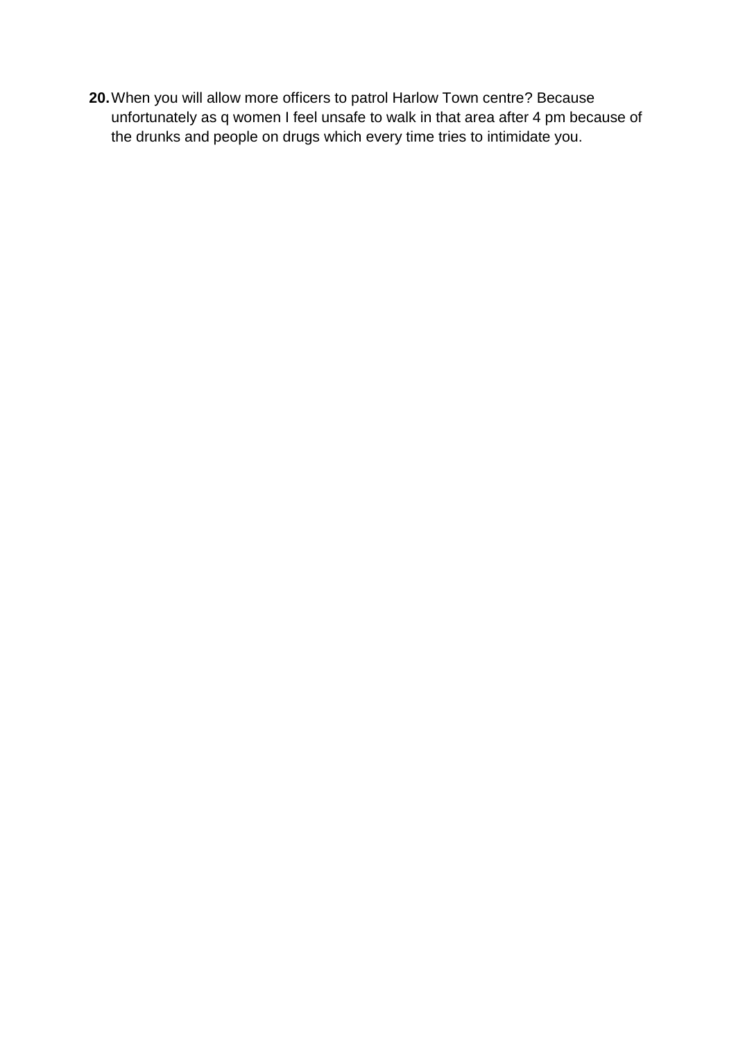20. When you will allow more officers to patrol Harlow Town centre? Because unfortunately as q women I feel unsafe to walk in that area after 4 pm because of the drunks and people on drugs which every time tries to intimidate you.